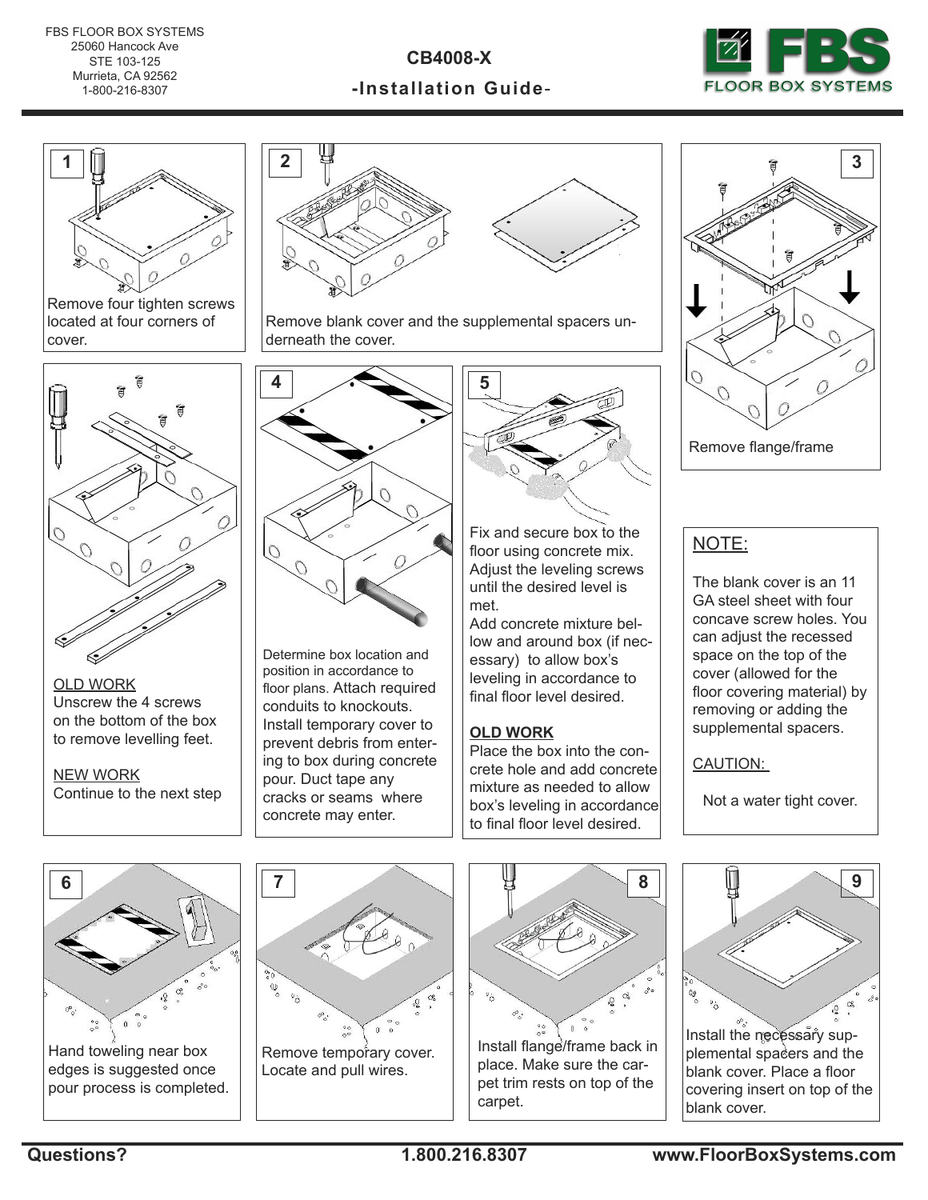FBS FLOOR BOX SYSTEMS
25060 Hancock Ave
STE 103-125
Murrieta, CA 92562
1-800-216-8307

# CB4008-X

## -Installation Guide-

**1**

Remove four tighten screws located at four corners of cover.

**2**

Remove blank cover and the supplemental spacers underneath the cover.

**3**

Remove flange/frame

**OLD WORK**
Unscrew the 4 screws on the bottom of the box to remove levelling feet.

**NEW WORK**
Continue to the next step

**4**

Determine box location and position in accordance to floor plans. Attach required conduits to knockouts. Install temporary cover to prevent debris from entering to box during concrete pour. Duct tape any cracks or seams where concrete may enter.

**5**

Fix and secure box to the floor using concrete mix. Adjust the leveling screws until the desired level is met.
Add concrete mixture bellow and around box (if necessary) to allow box's leveling in accordance to final floor level desired.

**OLD WORK**
Place the box into the concrete hole and add concrete mixture as needed to allow box's leveling in accordance to final floor level desired.

**NOTE:**

The blank cover is an 11 GA steel sheet with four concave screw holes. You can adjust the recessed space on the top of the cover (allowed for the floor covering material) by removing or adding the supplemental spacers.

**CAUTION:**

Not a water tight cover.

**6**

Hand toweling near box edges is suggested once pour process is completed.

**7**

Remove temporary cover. Locate and pull wires.

**8**

Install flange/frame back in place. Make sure the carpet trim rests on top of the carpet.

**9**

Install the necessary supplemental spacers and the blank cover. Place a floor covering insert on top of the blank cover.

**Questions?** **1.800.216.8307** **www.FloorBoxSystems.com**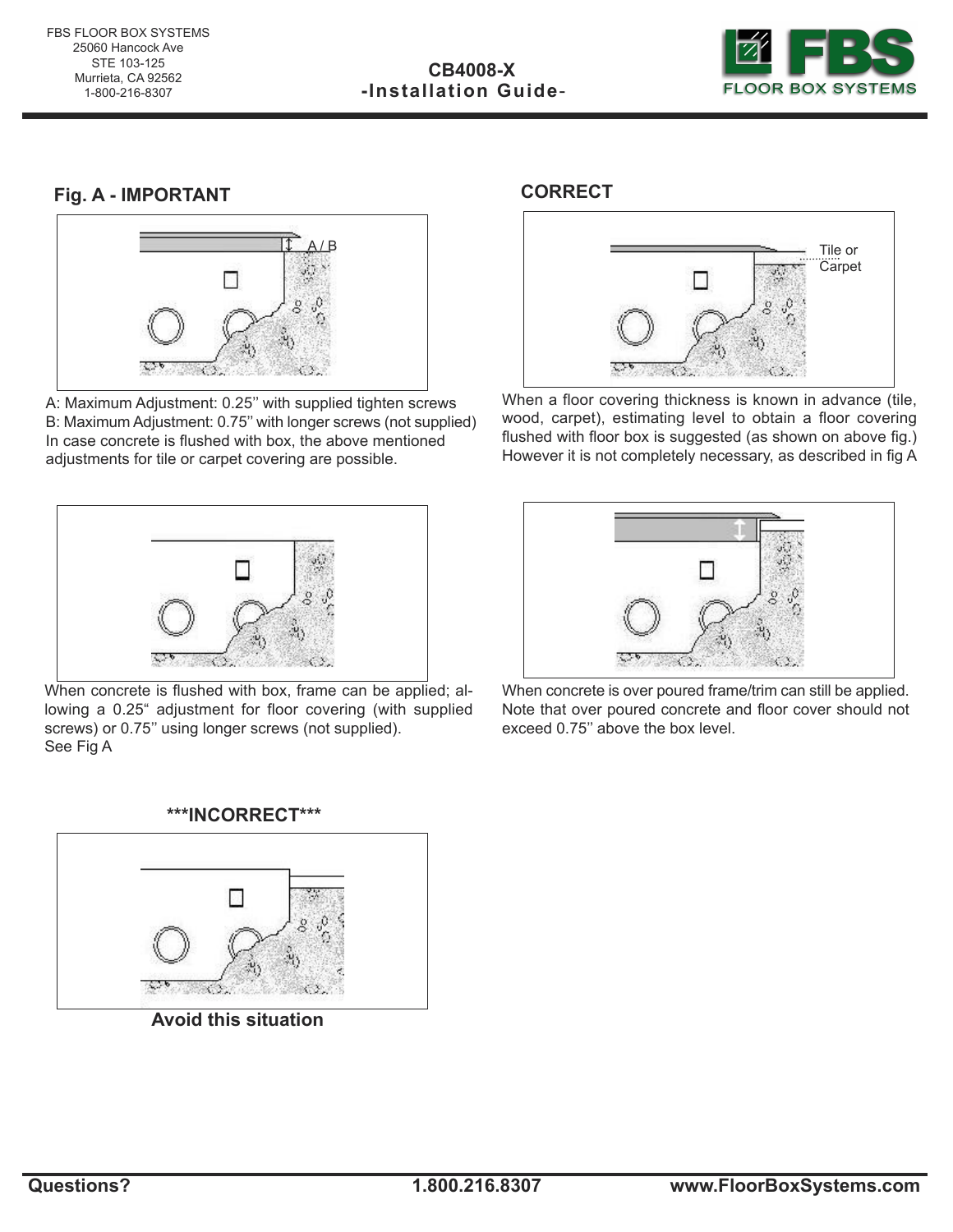FBS FLOOR BOX SYSTEMS
25060 Hancock Ave
STE 103-125
Murrieta, CA 92562
1-800-216-8307

**CB4008-X**
**-Installation Guide-**

FBS
FLOOR BOX SYSTEMS

### Fig. A - IMPORTANT

A / B

A: Maximum Adjustment: 0.25'' with supplied tighten screws
B: Maximum Adjustment: 0.75'' with longer screws (not supplied)
In case concrete is flushed with box, the above mentioned adjustments for tile or carpet covering are possible.

### CORRECT

Tile or
Carpet

When a floor covering thickness is known in advance (tile, wood, carpet), estimating level to obtain a floor covering flushed with floor box is suggested (as shown on above fig.) However it is not completely necessary, as described in fig A

When concrete is flushed with box, frame can be applied; allowing a 0.25" adjustment for floor covering (with supplied screws) or 0.75'' using longer screws (not supplied).
See Fig A

When concrete is over poured frame/trim can still be applied. Note that over poured concrete and floor cover should not exceed 0.75'' above the box level.

### \*\*\*INCORRECT\*\*\*

**Avoid this situation**

**Questions?** **1.800.216.8307** **www.FloorBoxSystems.com**